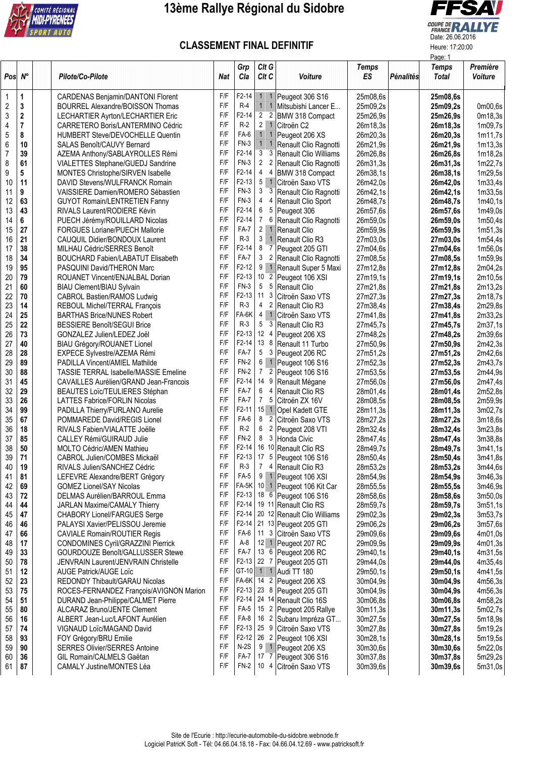# 13ème Rallye Régional du Sidobre

Date: 26.06.2016

Heure: 17:20:00

## CLASSEMENT FINAL DEFINITIF

| Pos | N° | Pilote/Co-Pilote | Nat | Grp Cla | Clt G | Clt C | Voiture | Temps ES | Pénalités | Temps Total | Première Voiture |
|---|---|---|---|---|---|---|---|---|---|---|---|
| 1 | 1 | CARDENAS Benjamin/DANTONI Florent | F/F | F2-14 | 1 | 1 | Peugeot 306 S16 | 25m08,6s | | 25m08,6s | |
| 2 | 3 | BOURREL Alexandre/BOISSON Thomas | F/F | R-4 | 1 | 1 | Mitsubishi Lancer E... | 25m09,2s | | 25m09,2s | 0m00,6s |
| 3 | 2 | LECHARTIER Ayrton/LECHARTIER Eric | F/F | F2-14 | 2 | 2 | BMW 318 Compact | 25m26,9s | | 25m26,9s | 0m18,3s |
| 4 | 7 | CARRETERO Boris/LANTERMINO Cédric | F/F | R-2 | 2 | 1 | Citroën C2 | 26m18,3s | | 26m18,3s | 1m09,7s |
| 5 | 8 | HUMBERT Steve/DEVOCHELLE Quentin | F/F | FA-6 | 1 | 1 | Peugeot 206 XS | 26m20,3s | | 26m20,3s | 1m11,7s |
| 6 | 10 | SALAS Benoît/CAUVY Bernard | F/F | FN-3 | 1 | 1 | Renault Clio Ragnotti | 26m21,9s | | 26m21,9s | 1m13,3s |
| 7 | 39 | AZEMA Anthony/SABLAYROLLES Rémi | F/F | F2-14 | 3 | 3 | Renault Clio Williams | 26m26,8s | | 26m26,8s | 1m18,2s |
| 8 | 61 | VIALETTES Stephane/GUEDJ Sandrine | F/F | FN-3 | 2 | 2 | Renault Clio Ragnotti | 26m31,3s | | 26m31,3s | 1m22,7s |
| 9 | 5 | MONTES Christophe/SIRVEN Isabelle | F/F | F2-14 | 4 | 4 | BMW 318 Compact | 26m38,1s | | 26m38,1s | 1m29,5s |
| 10 | 11 | DAVID Stevens/WULFRANCK Romain | F/F | F2-13 | 5 | 1 | Citroën Saxo VTS | 26m42,0s | | 26m42,0s | 1m33,4s |
| 11 | 9 | VAISSIERE Damien/ROMERO Sébastien | F/F | FN-3 | 3 | 3 | Renault Clio Ragnotti | 26m42,1s | | 26m42,1s | 1m33,5s |
| 12 | 63 | GUYOT Romain/LENTRETIEN Fanny | F/F | FN-3 | 4 | 4 | Renault Clio Sport | 26m48,7s | | 26m48,7s | 1m40,1s |
| 13 | 43 | RIVALS Laurent/RODIERE Kévin | F/F | F2-14 | 6 | 5 | Peugeot 306 | 26m57,6s | | 26m57,6s | 1m49,0s |
| 14 | 6 | PUECH Jérémy/ROUILLARD Nicolas | F/F | F2-14 | 7 | 6 | Renault Clio Ragnotti | 26m59,0s | | 26m59,0s | 1m50,4s |
| 15 | 27 | FORGUES Loriane/PUECH Mallorie | F/F | FA-7 | 2 | 1 | Renault Clio | 26m59,9s | | 26m59,9s | 1m51,3s |
| 16 | 21 | CAUQUIL Didier/BONDOUX Laurent | F/F | R-3 | 3 | 1 | Renault Clio R3 | 27m03,0s | | 27m03,0s | 1m54,4s |
| 17 | 38 | MILHAU Cédric/SERRES Benoît | F/F | F2-14 | 8 | 7 | Peugeot 205 GTI | 27m04,6s | | 27m04,6s | 1m56,0s |
| 18 | 34 | BOUCHARD Fabien/LABATUT Elisabeth | F/F | FA-7 | 3 | 2 | Renault Clio Ragnotti | 27m08,5s | | 27m08,5s | 1m59,9s |
| 19 | 95 | PASQUINI David/THERON Marc | F/F | F2-12 | 9 | 1 | Renault Super 5 Maxi | 27m12,8s | | 27m12,8s | 2m04,2s |
| 20 | 79 | ROUANET Vincent/ENJALBAL Dorian | F/F | F2-13 | 10 | 2 | Peugeot 106 XSI | 27m19,1s | | 27m19,1s | 2m10,5s |
| 21 | 60 | BIAU Clement/BIAU Sylvain | F/F | FN-3 | 5 | 5 | Renault Clio | 27m21,8s | | 27m21,8s | 2m13,2s |
| 22 | 70 | CABROL Bastien/RAMOS Ludwig | F/F | F2-13 | 11 | 3 | Citroën Saxo VTS | 27m27,3s | | 27m27,3s | 2m18,7s |
| 23 | 14 | REBOUL Michel/TERRAL François | F/F | R-3 | 4 | 2 | Renault Clio R3 | 27m38,4s | | 27m38,4s | 2m29,8s |
| 24 | 25 | BARTHAS Brice/NUNES Robert | F/F | FA-6K | 4 | 1 | Citroën Saxo VTS | 27m41,8s | | 27m41,8s | 2m33,2s |
| 25 | 22 | BESSIERE Benoît/SEGUI Brice | F/F | R-3 | 5 | 3 | Renault Clio R3 | 27m45,7s | | 27m45,7s | 2m37,1s |
| 26 | 73 | GONZALEZ Julien/LEDEZ Joël | F/F | F2-13 | 12 | 4 | Peugeot 206 XS | 27m48,2s | | 27m48,2s | 2m39,6s |
| 27 | 40 | BIAU Grégory/ROUANET Lionel | F/F | F2-14 | 13 | 8 | Renault 11 Turbo | 27m50,9s | | 27m50,9s | 2m42,3s |
| 28 | 28 | EXPECE Sylvestre/AZEMA Rémi | F/F | FA-7 | 5 | 3 | Peugeot 206 RC | 27m51,2s | | 27m51,2s | 2m42,6s |
| 29 | 89 | PADILLA Vincent/AMIEL Mathilde | F/F | FN-2 | 6 | 1 | Peugeot 106 S16 | 27m52,3s | | 27m52,3s | 2m43,7s |
| 30 | 88 | TASSIE TERRAL Isabelle/MASSIE Emeline | F/F | FN-2 | 7 | 2 | Peugeot 106 S16 | 27m53,5s | | 27m53,5s | 2m44,9s |
| 31 | 45 | CAVAILLES Aurélien/GRAND Jean-Francois | F/F | F2-14 | 14 | 9 | Renault Mégane | 27m56,0s | | 27m56,0s | 2m47,4s |
| 32 | 29 | BEAUTES Loïc/TEULIERES Stéphan | F/F | FA-7 | 6 | 4 | Renault Clio RS | 28m01,4s | | 28m01,4s | 2m52,8s |
| 33 | 26 | LATTES Fabrice/FORLIN Nicolas | F/F | FA-7 | 7 | 5 | Citroën ZX 16V | 28m08,5s | | 28m08,5s | 2m59,9s |
| 34 | 99 | PADILLA Thierry/FURLANO Aurelie | F/F | F2-11 | 15 | 1 | Opel Kadett GTE | 28m11,3s | | 28m11,3s | 3m02,7s |
| 35 | 67 | POMMAREDE David/REGIS Lionel | F/F | FA-6 | 8 | 2 | Citroën Saxo VTS | 28m27,2s | | 28m27,2s | 3m18,6s |
| 36 | 18 | RIVALS Fabien/VIALATTE Joëlle | F/F | R-2 | 6 | 2 | Peugeot 208 VTI | 28m32,4s | | 28m32,4s | 3m23,8s |
| 37 | 85 | CALLEY Rémi/GUIRAUD Julie | F/F | FN-2 | 8 | 3 | Honda Civic | 28m47,4s | | 28m47,4s | 3m38,8s |
| 38 | 50 | MOLTO Cédric/AMEN Mathieu | F/F | F2-14 | 16 | 10 | Renault Clio RS | 28m49,7s | | 28m49,7s | 3m41,1s |
| 39 | 71 | CABROL Julien/COMBES Mickaël | F/F | F2-13 | 17 | 5 | Peugeot 106 S16 | 28m50,4s | | 28m50,4s | 3m41,8s |
| 40 | 19 | RIVALS Julien/SANCHEZ Cédric | F/F | R-3 | 7 | 4 | Renault Clio R3 | 28m53,2s | | 28m53,2s | 3m44,6s |
| 41 | 81 | LEFEVRE Alexandre/BERT Grégory | F/F | FA-5 | 9 | 1 | Peugeot 106 XSI | 28m54,9s | | 28m54,9s | 3m46,3s |
| 42 | 69 | GOMEZ Lionel/SAY Nicolas | F/F | FA-5K | 10 | 1 | Peugeot 106 Kit Car | 28m55,5s | | 28m55,5s | 3m46,9s |
| 43 | 72 | DELMAS Aurélien/BARROUL Emma | F/F | F2-13 | 18 | 6 | Peugeot 106 S16 | 28m58,6s | | 28m58,6s | 3m50,0s |
| 44 | 44 | JARLAN Maxime/CAMALY Thierry | F/F | F2-14 | 19 | 11 | Renault Clio RS | 28m59,7s | | 28m59,7s | 3m51,1s |
| 45 | 47 | CHABORY Lionel/FARGUES Serge | F/F | F2-14 | 20 | 12 | Renault Clio Williams | 29m02,3s | | 29m02,3s | 3m53,7s |
| 46 | 46 | PALAYSI Xavier/PELISSOU Jeremie | F/F | F2-14 | 21 | 13 | Peugeot 205 GTI | 29m06,2s | | 29m06,2s | 3m57,6s |
| 47 | 66 | CAVIALE Romain/ROUTIER Regis | F/F | FA-6 | 11 | 3 | Citroën Saxo VTS | 29m09,6s | | 29m09,6s | 4m01,0s |
| 48 | 17 | CONDOMINES Cyril/GRAZZINI Pierrick | F/F | A-8 | 12 | 1 | Peugeot 207 RC | 29m09,9s | | 29m09,9s | 4m01,3s |
| 49 | 33 | GOURDOUZE Benoît/GALLUSSER Stewe | F/F | FA-7 | 13 | 6 | Peugeot 206 RC | 29m40,1s | | 29m40,1s | 4m31,5s |
| 50 | 78 | JENVRAIN Laurent/JENVRAIN Christelle | F/F | F2-13 | 22 | 7 | Peugeot 205 GTI | 29m44,0s | | 29m44,0s | 4m35,4s |
| 51 | 12 | AUGE Patrick/AUGE Loïc | F/F | GT-10 | 1 | 1 | Audi TT 180 | 29m50,1s | | 29m50,1s | 4m41,5s |
| 52 | 23 | REDONDY Thibault/GARAU Nicolas | F/F | FA-6K | 14 | 2 | Peugeot 206 XS | 30m04,9s | | 30m04,9s | 4m56,3s |
| 53 | 75 | ROCES-FERNANDEZ François/AVIGNON Marion | F/F | F2-13 | 23 | 8 | Peugeot 205 GTI | 30m04,9s | | 30m04,9s | 4m56,3s |
| 54 | 51 | DURAND Jean-Philippe/CALMET Pierre | F/F | F2-14 | 24 | 14 | Renault Clio 16S | 30m06,8s | | 30m06,8s | 4m58,2s |
| 55 | 80 | ALCARAZ Bruno/JENTE Clement | F/F | FA-5 | 15 | 2 | Peugeot 205 Rallye | 30m11,3s | | 30m11,3s | 5m02,7s |
| 56 | 16 | ALBERT Jean-Luc/LAFONT Aurélien | F/F | FA-8 | 16 | 2 | Subaru Impréza GT... | 30m27,5s | | 30m27,5s | 5m18,9s |
| 57 | 74 | VIGNAUD Loïc/MAGAND David | F/F | F2-13 | 25 | 9 | Citroën Saxo VTS | 30m27,8s | | 30m27,8s | 5m19,2s |
| 58 | 93 | FOY Grégory/BRU Emilie | F/F | F2-12 | 26 | 2 | Peugeot 106 XSI | 30m28,1s | | 30m28,1s | 5m19,5s |
| 59 | 90 | SERRES Olivier/SERRES Antoine | F/F | N-2S | 9 | 1 | Peugeot 206 XS | 30m30,6s | | 30m30,6s | 5m22,0s |
| 60 | 36 | GIL Romain/CALMELS Gaëtan | F/F | FA-7 | 17 | 7 | Peugeot 306 S16 | 30m37,8s | | 30m37,8s | 5m29,2s |
| 61 | 87 | CAMALY Justine/MONTES Léa | F/F | FN-2 | 10 | 4 | Citroën Saxo VTS | 30m39,6s | | 30m39,6s | 5m31,0s |

Site de l'Ecurie : http://ecurie-automobile-du-sidobre.webnode.fr

Logiciel PatricK Soft - Tél: 04.66.04.18.18 - Fax: 04.66.04.12.69 - www.patricksoft.fr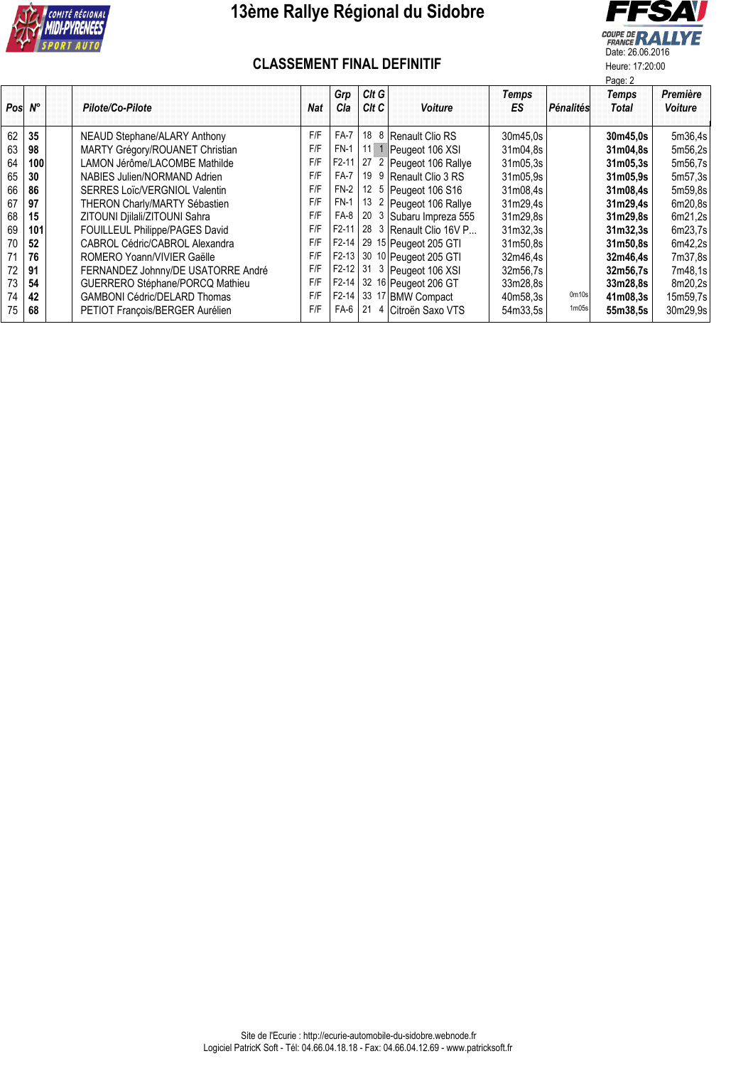# 13ème Rallye Régional du Sidobre

Date: 26.06.2016
Heure: 17:20:00
Page: 2

## CLASSEMENT FINAL DEFINITIF

| Pos | N° | | Pilote/Co-Pilote | Nat | Grp Cla | Clt G | Clt C | Voiture | Temps ES | Pénalités | Temps Total | Première Voiture |
|---|---|---|---|---|---|---|---|---|---|---|---|---|
| 62 | **35** | | NEAUD Stephane/ALARY Anthony | F/F | FA-7 | 18 | 8 | Renault Clio RS | 30m45,0s | | **30m45,0s** | 5m36,4s |
| 63 | **98** | | MARTY Grégory/ROUANET Christian | F/F | FN-1 | 11 | 1 | Peugeot 106 XSI | 31m04,8s | | **31m04,8s** | 5m56,2s |
| 64 | **100** | | LAMON Jérôme/LACOMBE Mathilde | F/F | F2-11 | 27 | 2 | Peugeot 106 Rallye | 31m05,3s | | **31m05,3s** | 5m56,7s |
| 65 | **30** | | NABIES Julien/NORMAND Adrien | F/F | FA-7 | 19 | 9 | Renault Clio 3 RS | 31m05,9s | | **31m05,9s** | 5m57,3s |
| 66 | **86** | | SERRES Loïc/VERGNIOL Valentin | F/F | FN-2 | 12 | 5 | Peugeot 106 S16 | 31m08,4s | | **31m08,4s** | 5m59,8s |
| 67 | **97** | | THERON Charly/MARTY Sébastien | F/F | FN-1 | 13 | 2 | Peugeot 106 Rallye | 31m29,4s | | **31m29,4s** | 6m20,8s |
| 68 | **15** | | ZITOUNI Djilali/ZITOUNI Sahra | F/F | FA-8 | 20 | 3 | Subaru Impreza 555 | 31m29,8s | | **31m29,8s** | 6m21,2s |
| 69 | **101** | | FOUILLEUL Philippe/PAGES David | F/F | F2-11 | 28 | 3 | Renault Clio 16V P... | 31m32,3s | | **31m32,3s** | 6m23,7s |
| 70 | **52** | | CABROL Cédric/CABROL Alexandra | F/F | F2-14 | 29 | 15 | Peugeot 205 GTI | 31m50,8s | | **31m50,8s** | 6m42,2s |
| 71 | **76** | | ROMERO Yoann/VIVIER Gaëlle | F/F | F2-13 | 30 | 10 | Peugeot 205 GTI | 32m46,4s | | **32m46,4s** | 7m37,8s |
| 72 | **91** | | FERNANDEZ Johnny/DE USATORRE André | F/F | F2-12 | 31 | 3 | Peugeot 106 XSI | 32m56,7s | | **32m56,7s** | 7m48,1s |
| 73 | **54** | | GUERRERO Stéphane/PORCQ Mathieu | F/F | F2-14 | 32 | 16 | Peugeot 206 GT | 33m28,8s | | **33m28,8s** | 8m20,2s |
| 74 | **42** | | GAMBONI Cédric/DELARD Thomas | F/F | F2-14 | 33 | 17 | BMW Compact | 40m58,3s | 0m10s | **41m08,3s** | 15m59,7s |
| 75 | **68** | | PETIOT François/BERGER Aurélien | F/F | FA-6 | 21 | 4 | Citroën Saxo VTS | 54m33,5s | 1m05s | **55m38,5s** | 30m29,9s |

Site de l'Ecurie : http://ecurie-automobile-du-sidobre.webnode.fr
Logiciel PatricK Soft - Tél: 04.66.04.18.18 - Fax: 04.66.04.12.69 - www.patricksoft.fr